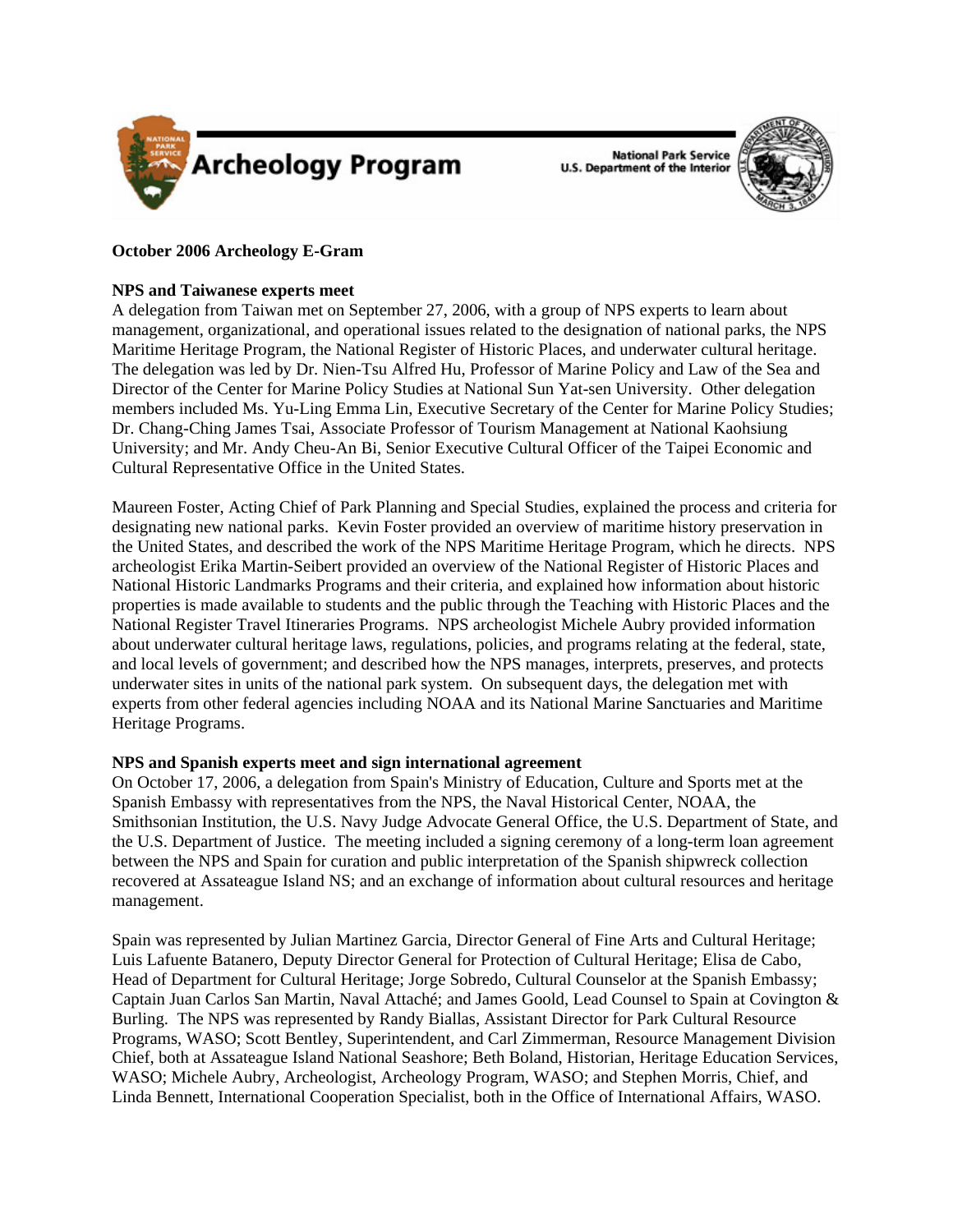Archeology Program

National Park Service
U.S. Department of the Interior

**October 2006 Archeology E-Gram**

**NPS and Taiwanese experts meet**

A delegation from Taiwan met on September 27, 2006, with a group of NPS experts to learn about management, organizational, and operational issues related to the designation of national parks, the NPS Maritime Heritage Program, the National Register of Historic Places, and underwater cultural heritage. The delegation was led by Dr. Nien-Tsu Alfred Hu, Professor of Marine Policy and Law of the Sea and Director of the Center for Marine Policy Studies at National Sun Yat-sen University. Other delegation members included Ms. Yu-Ling Emma Lin, Executive Secretary of the Center for Marine Policy Studies; Dr. Chang-Ching James Tsai, Associate Professor of Tourism Management at National Kaohsiung University; and Mr. Andy Cheu-An Bi, Senior Executive Cultural Officer of the Taipei Economic and Cultural Representative Office in the United States.

Maureen Foster, Acting Chief of Park Planning and Special Studies, explained the process and criteria for designating new national parks. Kevin Foster provided an overview of maritime history preservation in the United States, and described the work of the NPS Maritime Heritage Program, which he directs. NPS archeologist Erika Martin-Seibert provided an overview of the National Register of Historic Places and National Historic Landmarks Programs and their criteria, and explained how information about historic properties is made available to students and the public through the Teaching with Historic Places and the National Register Travel Itineraries Programs. NPS archeologist Michele Aubry provided information about underwater cultural heritage laws, regulations, policies, and programs relating at the federal, state, and local levels of government; and described how the NPS manages, interprets, preserves, and protects underwater sites in units of the national park system. On subsequent days, the delegation met with experts from other federal agencies including NOAA and its National Marine Sanctuaries and Maritime Heritage Programs.

**NPS and Spanish experts meet and sign international agreement**

On October 17, 2006, a delegation from Spain's Ministry of Education, Culture and Sports met at the Spanish Embassy with representatives from the NPS, the Naval Historical Center, NOAA, the Smithsonian Institution, the U.S. Navy Judge Advocate General Office, the U.S. Department of State, and the U.S. Department of Justice. The meeting included a signing ceremony of a long-term loan agreement between the NPS and Spain for curation and public interpretation of the Spanish shipwreck collection recovered at Assateague Island NS; and an exchange of information about cultural resources and heritage management.

Spain was represented by Julian Martinez Garcia, Director General of Fine Arts and Cultural Heritage; Luis Lafuente Batanero, Deputy Director General for Protection of Cultural Heritage; Elisa de Cabo, Head of Department for Cultural Heritage; Jorge Sobredo, Cultural Counselor at the Spanish Embassy; Captain Juan Carlos San Martin, Naval Attaché; and James Goold, Lead Counsel to Spain at Covington & Burling. The NPS was represented by Randy Biallas, Assistant Director for Park Cultural Resource Programs, WASO; Scott Bentley, Superintendent, and Carl Zimmerman, Resource Management Division Chief, both at Assateague Island National Seashore; Beth Boland, Historian, Heritage Education Services, WASO; Michele Aubry, Archeologist, Archeology Program, WASO; and Stephen Morris, Chief, and Linda Bennett, International Cooperation Specialist, both in the Office of International Affairs, WASO.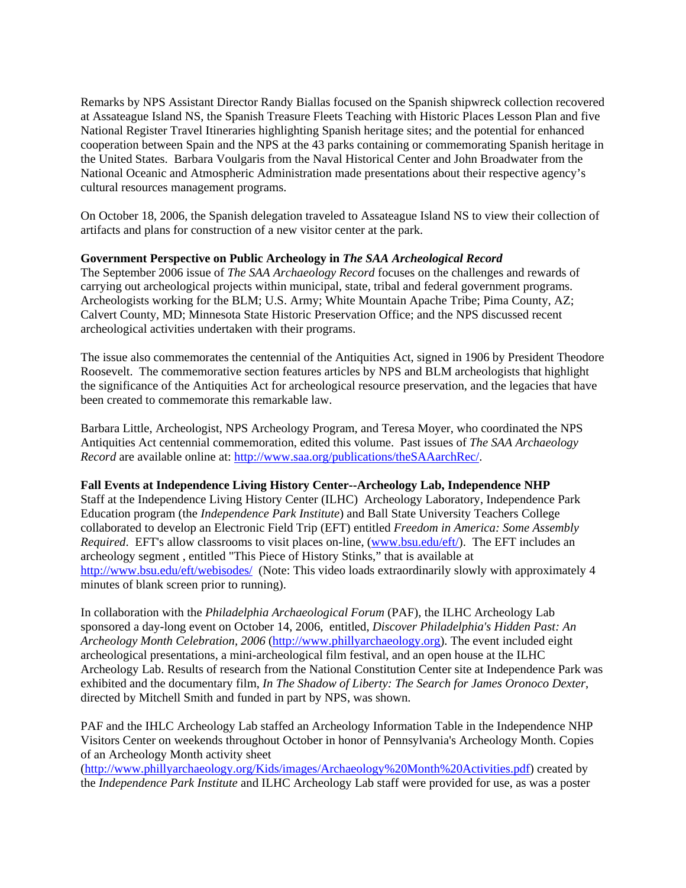Remarks by NPS Assistant Director Randy Biallas focused on the Spanish shipwreck collection recovered at Assateague Island NS, the Spanish Treasure Fleets Teaching with Historic Places Lesson Plan and five National Register Travel Itineraries highlighting Spanish heritage sites; and the potential for enhanced cooperation between Spain and the NPS at the 43 parks containing or commemorating Spanish heritage in the United States. Barbara Voulgaris from the Naval Historical Center and John Broadwater from the National Oceanic and Atmospheric Administration made presentations about their respective agency's cultural resources management programs.

On October 18, 2006, the Spanish delegation traveled to Assateague Island NS to view their collection of artifacts and plans for construction of a new visitor center at the park.

**Government Perspective on Public Archeology in *The SAA Archeological Record***

The September 2006 issue of *The SAA Archaeology Record* focuses on the challenges and rewards of carrying out archeological projects within municipal, state, tribal and federal government programs. Archeologists working for the BLM; U.S. Army; White Mountain Apache Tribe; Pima County, AZ; Calvert County, MD; Minnesota State Historic Preservation Office; and the NPS discussed recent archeological activities undertaken with their programs.

The issue also commemorates the centennial of the Antiquities Act, signed in 1906 by President Theodore Roosevelt. The commemorative section features articles by NPS and BLM archeologists that highlight the significance of the Antiquities Act for archeological resource preservation, and the legacies that have been created to commemorate this remarkable law.

Barbara Little, Archeologist, NPS Archeology Program, and Teresa Moyer, who coordinated the NPS Antiquities Act centennial commemoration, edited this volume. Past issues of *The SAA Archaeology Record* are available online at: http://www.saa.org/publications/theSAAarchRec/.

**Fall Events at Independence Living History Center--Archeology Lab, Independence NHP**

Staff at the Independence Living History Center (ILHC) Archeology Laboratory, Independence Park Education program (the *Independence Park Institute*) and Ball State University Teachers College collaborated to develop an Electronic Field Trip (EFT) entitled *Freedom in America: Some Assembly Required*. EFT's allow classrooms to visit places on-line, (www.bsu.edu/eft/). The EFT includes an archeology segment , entitled "This Piece of History Stinks," that is available at http://www.bsu.edu/eft/webisodes/ (Note: This video loads extraordinarily slowly with approximately 4 minutes of blank screen prior to running).

In collaboration with the *Philadelphia Archaeological Forum* (PAF), the ILHC Archeology Lab sponsored a day-long event on October 14, 2006, entitled, *Discover Philadelphia's Hidden Past: An Archeology Month Celebration, 2006* (http://www.phillyarchaeology.org). The event included eight archeological presentations, a mini-archeological film festival, and an open house at the ILHC Archeology Lab. Results of research from the National Constitution Center site at Independence Park was exhibited and the documentary film, *In The Shadow of Liberty: The Search for James Oronoco Dexter*, directed by Mitchell Smith and funded in part by NPS, was shown.

PAF and the IHLC Archeology Lab staffed an Archeology Information Table in the Independence NHP Visitors Center on weekends throughout October in honor of Pennsylvania's Archeology Month. Copies of an Archeology Month activity sheet (http://www.phillyarchaeology.org/Kids/images/Archaeology%20Month%20Activities.pdf) created by the *Independence Park Institute* and ILHC Archeology Lab staff were provided for use, as was a poster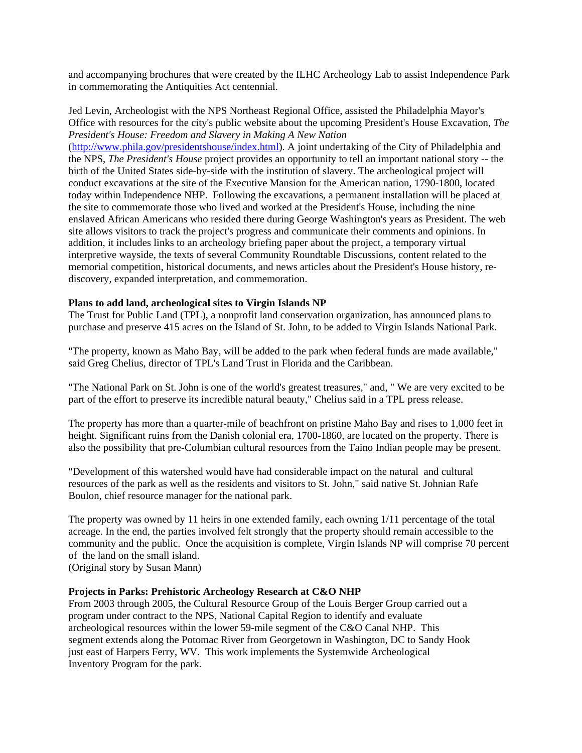and accompanying brochures that were created by the ILHC Archeology Lab to assist Independence Park in commemorating the Antiquities Act centennial.

Jed Levin, Archeologist with the NPS Northeast Regional Office, assisted the Philadelphia Mayor's Office with resources for the city's public website about the upcoming President's House Excavation, *The President's House: Freedom and Slavery in Making A New Nation* (http://www.phila.gov/presidentshouse/index.html). A joint undertaking of the City of Philadelphia and the NPS, *The President's House* project provides an opportunity to tell an important national story -- the birth of the United States side-by-side with the institution of slavery. The archeological project will conduct excavations at the site of the Executive Mansion for the American nation, 1790-1800, located today within Independence NHP. Following the excavations, a permanent installation will be placed at the site to commemorate those who lived and worked at the President's House, including the nine enslaved African Americans who resided there during George Washington's years as President. The web site allows visitors to track the project's progress and communicate their comments and opinions. In addition, it includes links to an archeology briefing paper about the project, a temporary virtual interpretive wayside, the texts of several Community Roundtable Discussions, content related to the memorial competition, historical documents, and news articles about the President's House history, re-discovery, expanded interpretation, and commemoration.

**Plans to add land, archeological sites to Virgin Islands NP**

The Trust for Public Land (TPL), a nonprofit land conservation organization, has announced plans to purchase and preserve 415 acres on the Island of St. John, to be added to Virgin Islands National Park.

"The property, known as Maho Bay, will be added to the park when federal funds are made available," said Greg Chelius, director of TPL's Land Trust in Florida and the Caribbean.

"The National Park on St. John is one of the world's greatest treasures," and, " We are very excited to be part of the effort to preserve its incredible natural beauty," Chelius said in a TPL press release.

The property has more than a quarter-mile of beachfront on pristine Maho Bay and rises to 1,000 feet in height. Significant ruins from the Danish colonial era, 1700-1860, are located on the property. There is also the possibility that pre-Columbian cultural resources from the Taino Indian people may be present.

"Development of this watershed would have had considerable impact on the natural and cultural resources of the park as well as the residents and visitors to St. John," said native St. Johnian Rafe Boulon, chief resource manager for the national park.

The property was owned by 11 heirs in one extended family, each owning 1/11 percentage of the total acreage. In the end, the parties involved felt strongly that the property should remain accessible to the community and the public. Once the acquisition is complete, Virgin Islands NP will comprise 70 percent of the land on the small island.
(Original story by Susan Mann)

**Projects in Parks: Prehistoric Archeology Research at C&O NHP**

From 2003 through 2005, the Cultural Resource Group of the Louis Berger Group carried out a program under contract to the NPS, National Capital Region to identify and evaluate archeological resources within the lower 59-mile segment of the C&O Canal NHP. This segment extends along the Potomac River from Georgetown in Washington, DC to Sandy Hook just east of Harpers Ferry, WV. This work implements the Systemwide Archeological Inventory Program for the park.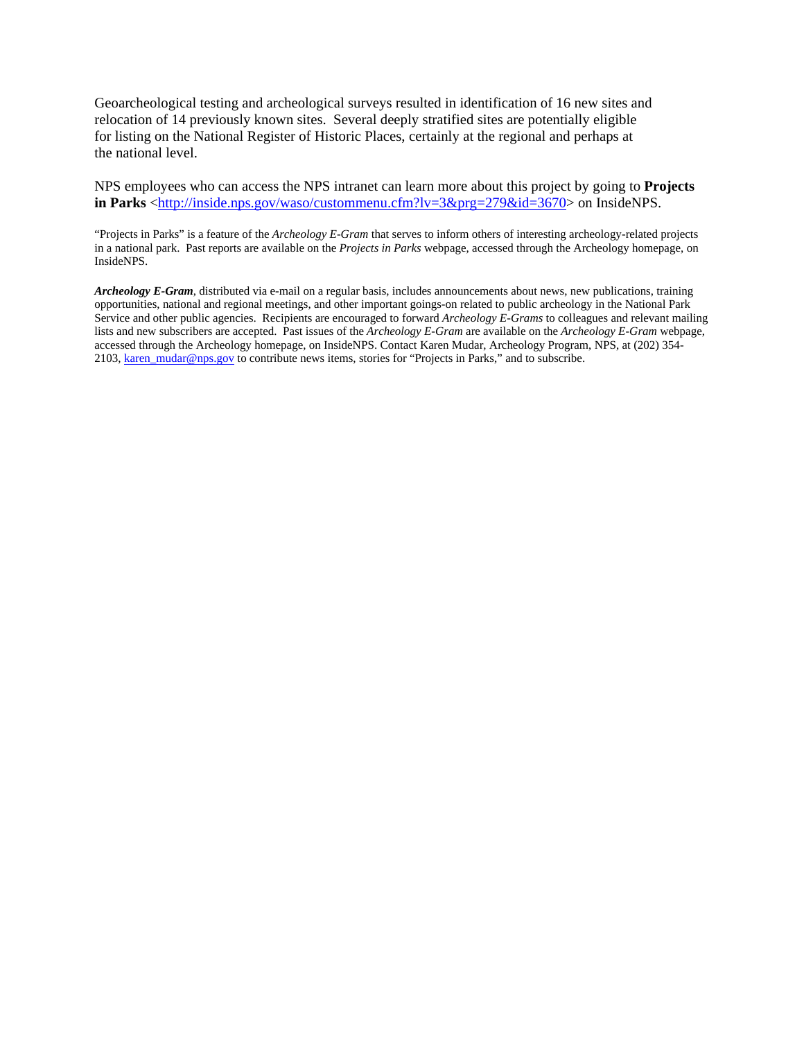Geoarcheological testing and archeological surveys resulted in identification of 16 new sites and relocation of 14 previously known sites. Several deeply stratified sites are potentially eligible for listing on the National Register of Historic Places, certainly at the regional and perhaps at the national level.

NPS employees who can access the NPS intranet can learn more about this project by going to **Projects in Parks** <http://inside.nps.gov/waso/custommenu.cfm?lv=3&prg=279&id=3670> on InsideNPS.

"Projects in Parks" is a feature of the *Archeology E-Gram* that serves to inform others of interesting archeology-related projects in a national park. Past reports are available on the *Projects in Parks* webpage, accessed through the Archeology homepage, on InsideNPS.

***Archeology E-Gram***, distributed via e-mail on a regular basis, includes announcements about news, new publications, training opportunities, national and regional meetings, and other important goings-on related to public archeology in the National Park Service and other public agencies. Recipients are encouraged to forward *Archeology E-Grams* to colleagues and relevant mailing lists and new subscribers are accepted. Past issues of the *Archeology E-Gram* are available on the *Archeology E-Gram* webpage, accessed through the Archeology homepage, on InsideNPS. Contact Karen Mudar, Archeology Program, NPS, at (202) 354-2103, karen_mudar@nps.gov to contribute news items, stories for "Projects in Parks," and to subscribe.